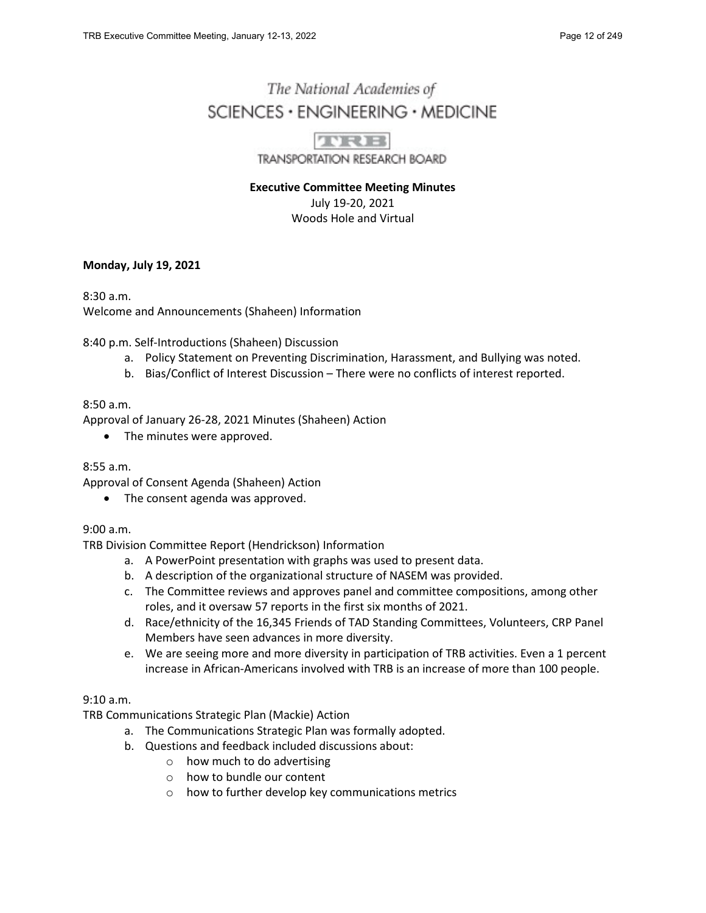The National Academies of

SCIENCES · ENGINEERING · MEDICINE

TRB

TRANSPORTATION RESEARCH BOARD

**Executive Committee Meeting Minutes**

July 19-20, 2021

Woods Hole and Virtual

**Monday, July 19, 2021**

8:30 a.m.
Welcome and Announcements (Shaheen) Information

8:40 p.m. Self-Introductions (Shaheen) Discussion

a. Policy Statement on Preventing Discrimination, Harassment, and Bullying was noted.
b. Bias/Conflict of Interest Discussion – There were no conflicts of interest reported.

8:50 a.m.
Approval of January 26-28, 2021 Minutes (Shaheen) Action

- The minutes were approved.

8:55 a.m.
Approval of Consent Agenda (Shaheen) Action

- The consent agenda was approved.

9:00 a.m.
TRB Division Committee Report (Hendrickson) Information

a. A PowerPoint presentation with graphs was used to present data.
b. A description of the organizational structure of NASEM was provided.
c. The Committee reviews and approves panel and committee compositions, among other roles, and it oversaw 57 reports in the first six months of 2021.
d. Race/ethnicity of the 16,345 Friends of TAD Standing Committees, Volunteers, CRP Panel Members have seen advances in more diversity.
e. We are seeing more and more diversity in participation of TRB activities. Even a 1 percent increase in African-Americans involved with TRB is an increase of more than 100 people.

9:10 a.m.
TRB Communications Strategic Plan (Mackie) Action

a. The Communications Strategic Plan was formally adopted.
b. Questions and feedback included discussions about:
    - how much to do advertising
    - how to bundle our content
    - how to further develop key communications metrics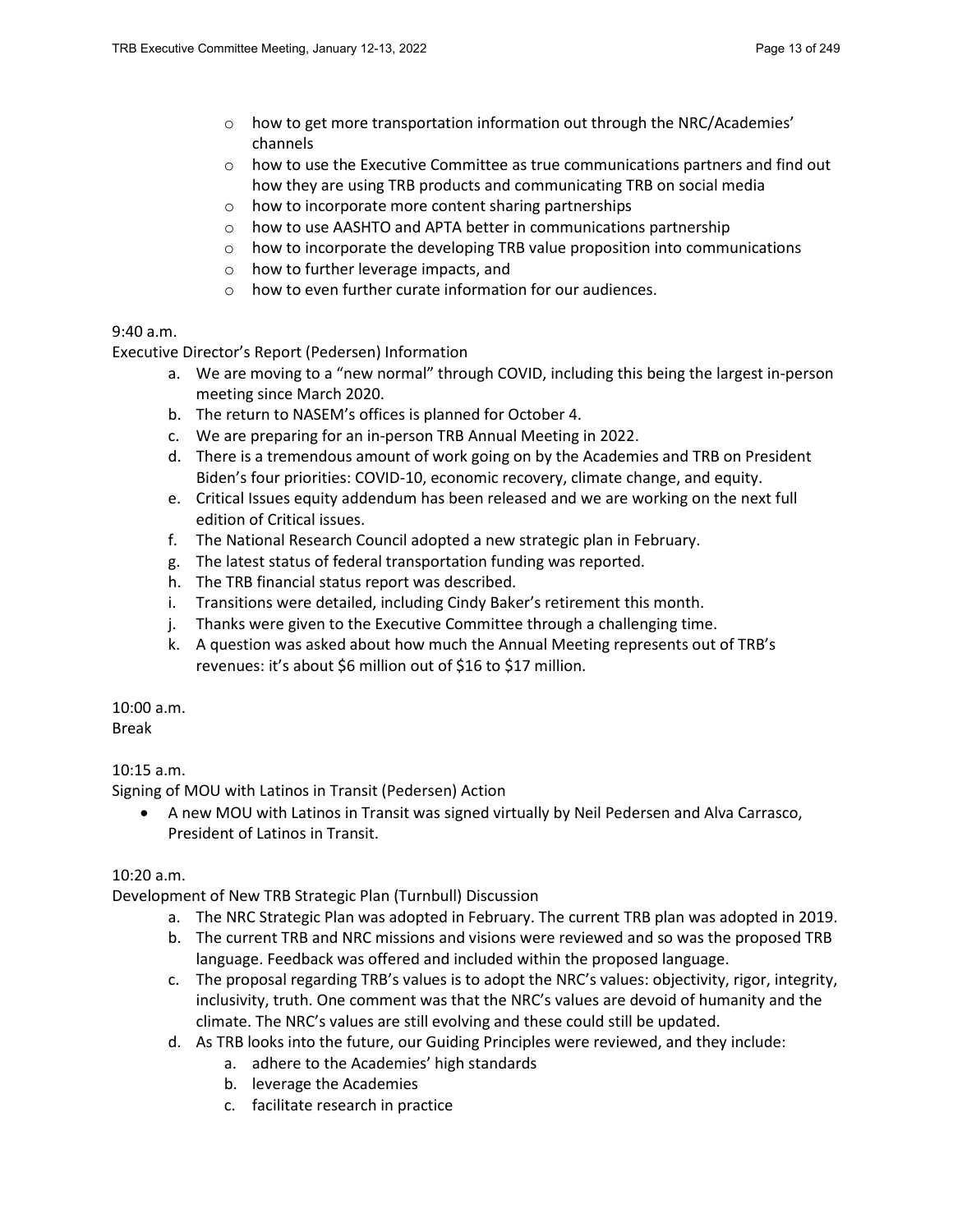- how to get more transportation information out through the NRC/Academies' channels
- how to use the Executive Committee as true communications partners and find out how they are using TRB products and communicating TRB on social media
- how to incorporate more content sharing partnerships
- how to use AASHTO and APTA better in communications partnership
- how to incorporate the developing TRB value proposition into communications
- how to further leverage impacts, and
- how to even further curate information for our audiences.

9:40 a.m.
Executive Director's Report (Pedersen) Information

a. We are moving to a "new normal" through COVID, including this being the largest in-person meeting since March 2020.
b. The return to NASEM's offices is planned for October 4.
c. We are preparing for an in-person TRB Annual Meeting in 2022.
d. There is a tremendous amount of work going on by the Academies and TRB on President Biden's four priorities: COVID-10, economic recovery, climate change, and equity.
e. Critical Issues equity addendum has been released and we are working on the next full edition of Critical issues.
f. The National Research Council adopted a new strategic plan in February.
g. The latest status of federal transportation funding was reported.
h. The TRB financial status report was described.
i. Transitions were detailed, including Cindy Baker's retirement this month.
j. Thanks were given to the Executive Committee through a challenging time.
k. A question was asked about how much the Annual Meeting represents out of TRB's revenues: it's about $6 million out of $16 to $17 million.

10:00 a.m.
Break

10:15 a.m.
Signing of MOU with Latinos in Transit (Pedersen) Action

- A new MOU with Latinos in Transit was signed virtually by Neil Pedersen and Alva Carrasco, President of Latinos in Transit.

10:20 a.m.
Development of New TRB Strategic Plan (Turnbull) Discussion

a. The NRC Strategic Plan was adopted in February. The current TRB plan was adopted in 2019.
b. The current TRB and NRC missions and visions were reviewed and so was the proposed TRB language. Feedback was offered and included within the proposed language.
c. The proposal regarding TRB's values is to adopt the NRC's values: objectivity, rigor, integrity, inclusivity, truth. One comment was that the NRC's values are devoid of humanity and the climate. The NRC's values are still evolving and these could still be updated.
d. As TRB looks into the future, our Guiding Principles were reviewed, and they include:
    a. adhere to the Academies' high standards
    b. leverage the Academies
    c. facilitate research in practice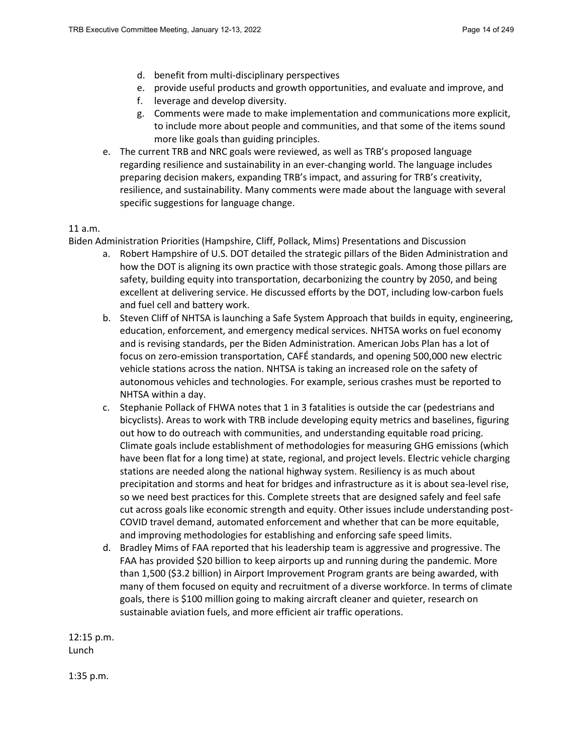d. benefit from multi-disciplinary perspectives
   e. provide useful products and growth opportunities, and evaluate and improve, and
   f. leverage and develop diversity.
   g. Comments were made to make implementation and communications more explicit, to include more about people and communities, and that some of the items sound more like goals than guiding principles.

e. The current TRB and NRC goals were reviewed, as well as TRB's proposed language regarding resilience and sustainability in an ever-changing world. The language includes preparing decision makers, expanding TRB's impact, and assuring for TRB's creativity, resilience, and sustainability. Many comments were made about the language with several specific suggestions for language change.

11 a.m.
Biden Administration Priorities (Hampshire, Cliff, Pollack, Mims) Presentations and Discussion

a. Robert Hampshire of U.S. DOT detailed the strategic pillars of the Biden Administration and how the DOT is aligning its own practice with those strategic goals. Among those pillars are safety, building equity into transportation, decarbonizing the country by 2050, and being excellent at delivering service. He discussed efforts by the DOT, including low-carbon fuels and fuel cell and battery work.
b. Steven Cliff of NHTSA is launching a Safe System Approach that builds in equity, engineering, education, enforcement, and emergency medical services. NHTSA works on fuel economy and is revising standards, per the Biden Administration. American Jobs Plan has a lot of focus on zero-emission transportation, CAFÉ standards, and opening 500,000 new electric vehicle stations across the nation. NHTSA is taking an increased role on the safety of autonomous vehicles and technologies. For example, serious crashes must be reported to NHTSA within a day.
c. Stephanie Pollack of FHWA notes that 1 in 3 fatalities is outside the car (pedestrians and bicyclists). Areas to work with TRB include developing equity metrics and baselines, figuring out how to do outreach with communities, and understanding equitable road pricing. Climate goals include establishment of methodologies for measuring GHG emissions (which have been flat for a long time) at state, regional, and project levels. Electric vehicle charging stations are needed along the national highway system. Resiliency is as much about precipitation and storms and heat for bridges and infrastructure as it is about sea-level rise, so we need best practices for this. Complete streets that are designed safely and feel safe cut across goals like economic strength and equity. Other issues include understanding post-COVID travel demand, automated enforcement and whether that can be more equitable, and improving methodologies for establishing and enforcing safe speed limits.
d. Bradley Mims of FAA reported that his leadership team is aggressive and progressive. The FAA has provided $20 billion to keep airports up and running during the pandemic. More than 1,500 ($3.2 billion) in Airport Improvement Program grants are being awarded, with many of them focused on equity and recruitment of a diverse workforce. In terms of climate goals, there is $100 million going to making aircraft cleaner and quieter, research on sustainable aviation fuels, and more efficient air traffic operations.

12:15 p.m.
Lunch

1:35 p.m.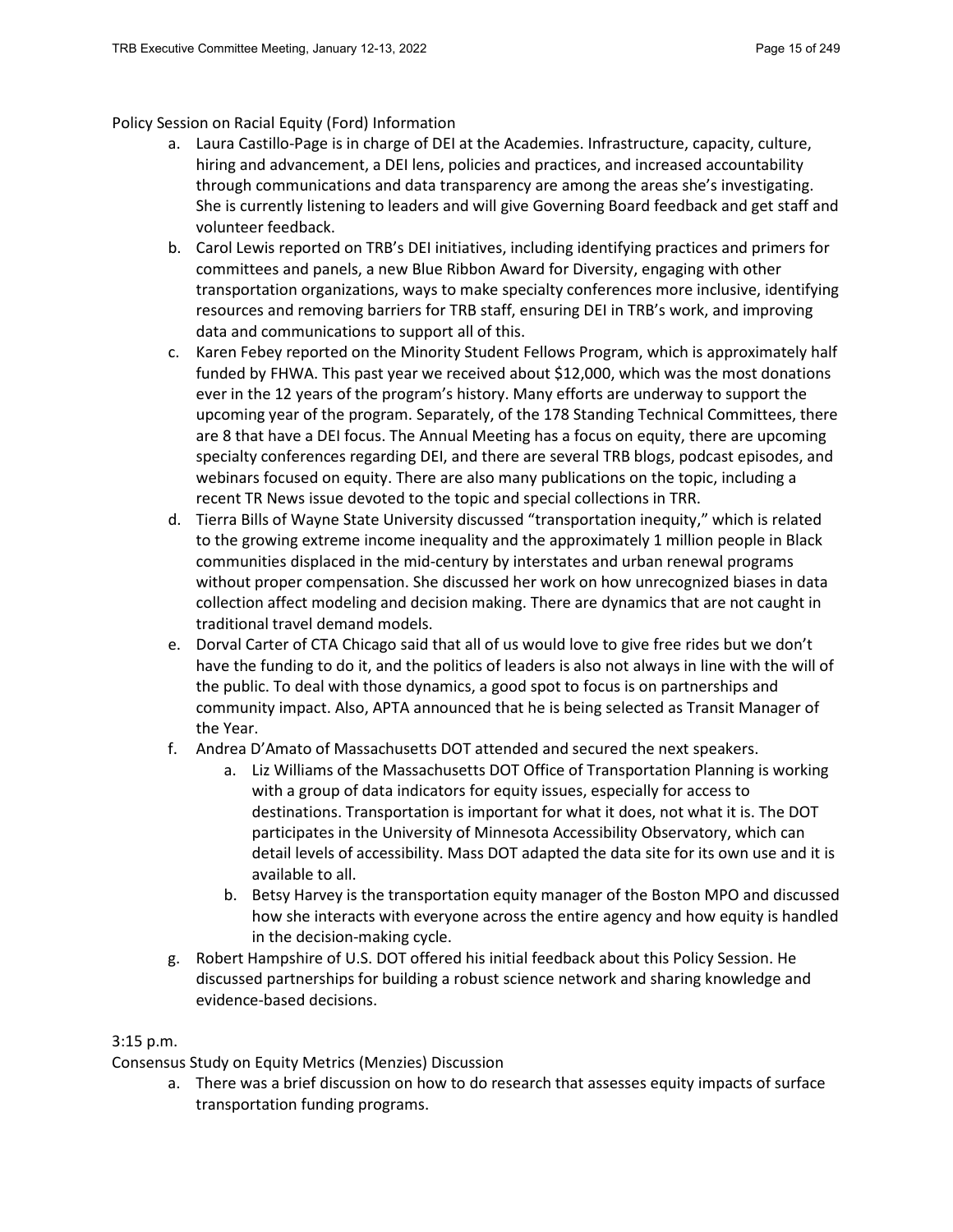Policy Session on Racial Equity (Ford) Information

a. Laura Castillo-Page is in charge of DEI at the Academies. Infrastructure, capacity, culture, hiring and advancement, a DEI lens, policies and practices, and increased accountability through communications and data transparency are among the areas she's investigating. She is currently listening to leaders and will give Governing Board feedback and get staff and volunteer feedback.
b. Carol Lewis reported on TRB's DEI initiatives, including identifying practices and primers for committees and panels, a new Blue Ribbon Award for Diversity, engaging with other transportation organizations, ways to make specialty conferences more inclusive, identifying resources and removing barriers for TRB staff, ensuring DEI in TRB's work, and improving data and communications to support all of this.
c. Karen Febey reported on the Minority Student Fellows Program, which is approximately half funded by FHWA. This past year we received about $12,000, which was the most donations ever in the 12 years of the program's history. Many efforts are underway to support the upcoming year of the program. Separately, of the 178 Standing Technical Committees, there are 8 that have a DEI focus. The Annual Meeting has a focus on equity, there are upcoming specialty conferences regarding DEI, and there are several TRB blogs, podcast episodes, and webinars focused on equity. There are also many publications on the topic, including a recent TR News issue devoted to the topic and special collections in TRR.
d. Tierra Bills of Wayne State University discussed "transportation inequity," which is related to the growing extreme income inequality and the approximately 1 million people in Black communities displaced in the mid-century by interstates and urban renewal programs without proper compensation. She discussed her work on how unrecognized biases in data collection affect modeling and decision making. There are dynamics that are not caught in traditional travel demand models.
e. Dorval Carter of CTA Chicago said that all of us would love to give free rides but we don't have the funding to do it, and the politics of leaders is also not always in line with the will of the public. To deal with those dynamics, a good spot to focus is on partnerships and community impact. Also, APTA announced that he is being selected as Transit Manager of the Year.
f. Andrea D'Amato of Massachusetts DOT attended and secured the next speakers.
    a. Liz Williams of the Massachusetts DOT Office of Transportation Planning is working with a group of data indicators for equity issues, especially for access to destinations. Transportation is important for what it does, not what it is. The DOT participates in the University of Minnesota Accessibility Observatory, which can detail levels of accessibility. Mass DOT adapted the data site for its own use and it is available to all.
    b. Betsy Harvey is the transportation equity manager of the Boston MPO and discussed how she interacts with everyone across the entire agency and how equity is handled in the decision-making cycle.
g. Robert Hampshire of U.S. DOT offered his initial feedback about this Policy Session. He discussed partnerships for building a robust science network and sharing knowledge and evidence-based decisions.

3:15 p.m.

Consensus Study on Equity Metrics (Menzies) Discussion

a. There was a brief discussion on how to do research that assesses equity impacts of surface transportation funding programs.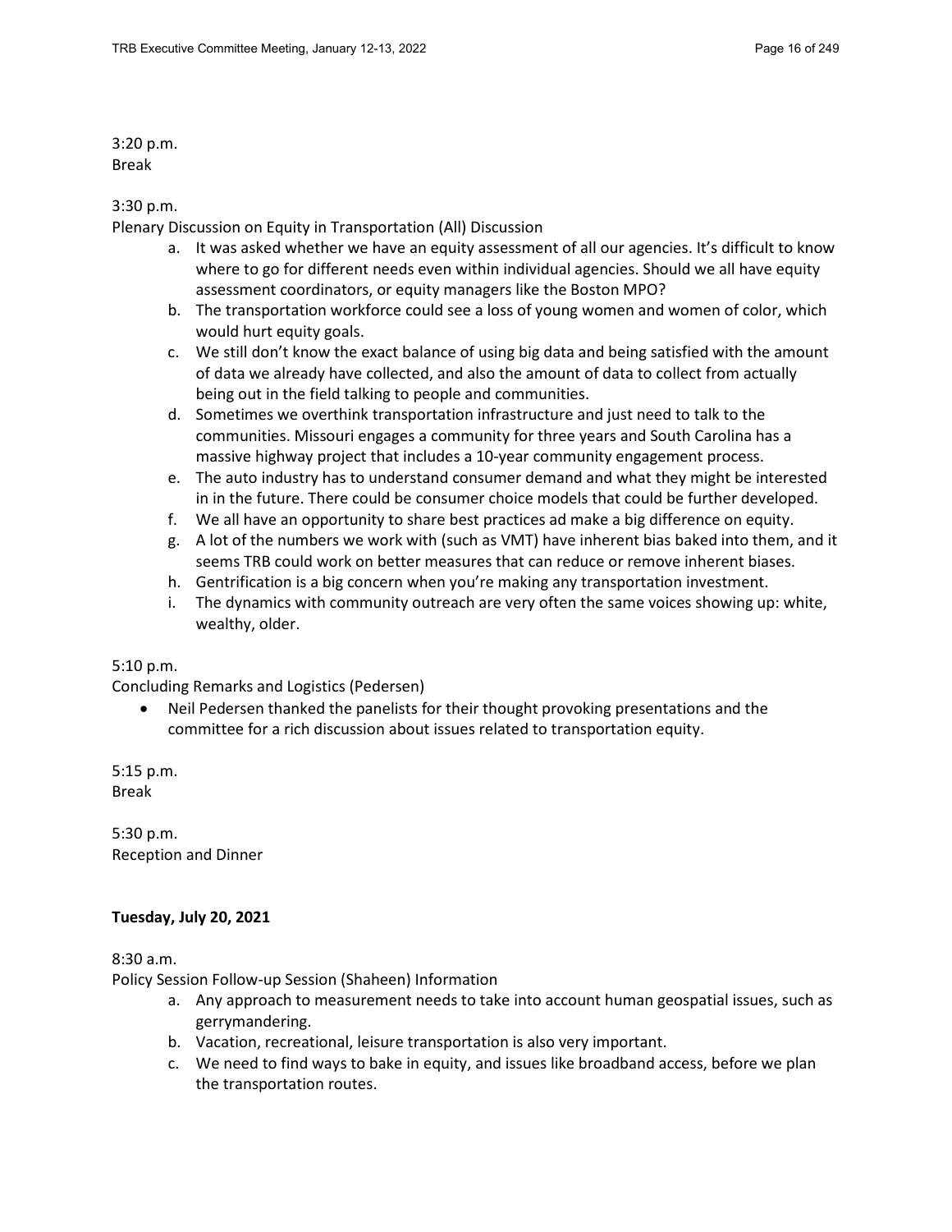3:20 p.m.
Break

3:30 p.m.
Plenary Discussion on Equity in Transportation (All) Discussion

a. It was asked whether we have an equity assessment of all our agencies. It's difficult to know where to go for different needs even within individual agencies. Should we all have equity assessment coordinators, or equity managers like the Boston MPO?
b. The transportation workforce could see a loss of young women and women of color, which would hurt equity goals.
c. We still don't know the exact balance of using big data and being satisfied with the amount of data we already have collected, and also the amount of data to collect from actually being out in the field talking to people and communities.
d. Sometimes we overthink transportation infrastructure and just need to talk to the communities. Missouri engages a community for three years and South Carolina has a massive highway project that includes a 10-year community engagement process.
e. The auto industry has to understand consumer demand and what they might be interested in in the future. There could be consumer choice models that could be further developed.
f. We all have an opportunity to share best practices ad make a big difference on equity.
g. A lot of the numbers we work with (such as VMT) have inherent bias baked into them, and it seems TRB could work on better measures that can reduce or remove inherent biases.
h. Gentrification is a big concern when you're making any transportation investment.
i. The dynamics with community outreach are very often the same voices showing up: white, wealthy, older.

5:10 p.m.
Concluding Remarks and Logistics (Pedersen)

- Neil Pedersen thanked the panelists for their thought provoking presentations and the committee for a rich discussion about issues related to transportation equity.

5:15 p.m.
Break

5:30 p.m.
Reception and Dinner

**Tuesday, July 20, 2021**

8:30 a.m.
Policy Session Follow-up Session (Shaheen) Information

a. Any approach to measurement needs to take into account human geospatial issues, such as gerrymandering.
b. Vacation, recreational, leisure transportation is also very important.
c. We need to find ways to bake in equity, and issues like broadband access, before we plan the transportation routes.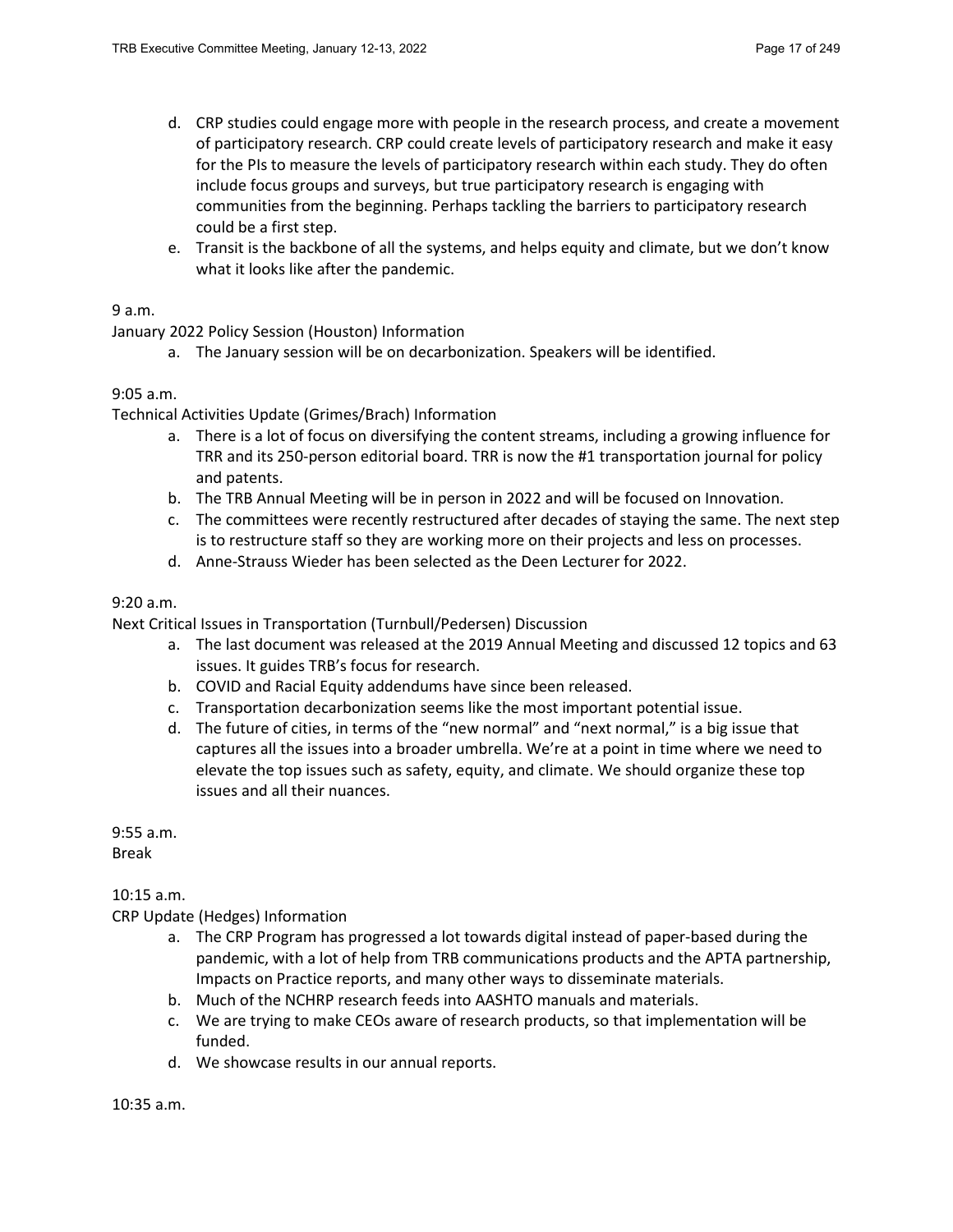d. CRP studies could engage more with people in the research process, and create a movement of participatory research. CRP could create levels of participatory research and make it easy for the PIs to measure the levels of participatory research within each study. They do often include focus groups and surveys, but true participatory research is engaging with communities from the beginning. Perhaps tackling the barriers to participatory research could be a first step.

e. Transit is the backbone of all the systems, and helps equity and climate, but we don't know what it looks like after the pandemic.

9 a.m.

January 2022 Policy Session (Houston) Information

a. The January session will be on decarbonization. Speakers will be identified.

9:05 a.m.

Technical Activities Update (Grimes/Brach) Information

a. There is a lot of focus on diversifying the content streams, including a growing influence for TRR and its 250-person editorial board. TRR is now the #1 transportation journal for policy and patents.
b. The TRB Annual Meeting will be in person in 2022 and will be focused on Innovation.
c. The committees were recently restructured after decades of staying the same. The next step is to restructure staff so they are working more on their projects and less on processes.
d. Anne-Strauss Wieder has been selected as the Deen Lecturer for 2022.

9:20 a.m.

Next Critical Issues in Transportation (Turnbull/Pedersen) Discussion

a. The last document was released at the 2019 Annual Meeting and discussed 12 topics and 63 issues. It guides TRB's focus for research.
b. COVID and Racial Equity addendums have since been released.
c. Transportation decarbonization seems like the most important potential issue.
d. The future of cities, in terms of the "new normal" and "next normal," is a big issue that captures all the issues into a broader umbrella. We're at a point in time where we need to elevate the top issues such as safety, equity, and climate. We should organize these top issues and all their nuances.

9:55 a.m.

Break

10:15 a.m.

CRP Update (Hedges) Information

a. The CRP Program has progressed a lot towards digital instead of paper-based during the pandemic, with a lot of help from TRB communications products and the APTA partnership, Impacts on Practice reports, and many other ways to disseminate materials.
b. Much of the NCHRP research feeds into AASHTO manuals and materials.
c. We are trying to make CEOs aware of research products, so that implementation will be funded.
d. We showcase results in our annual reports.

10:35 a.m.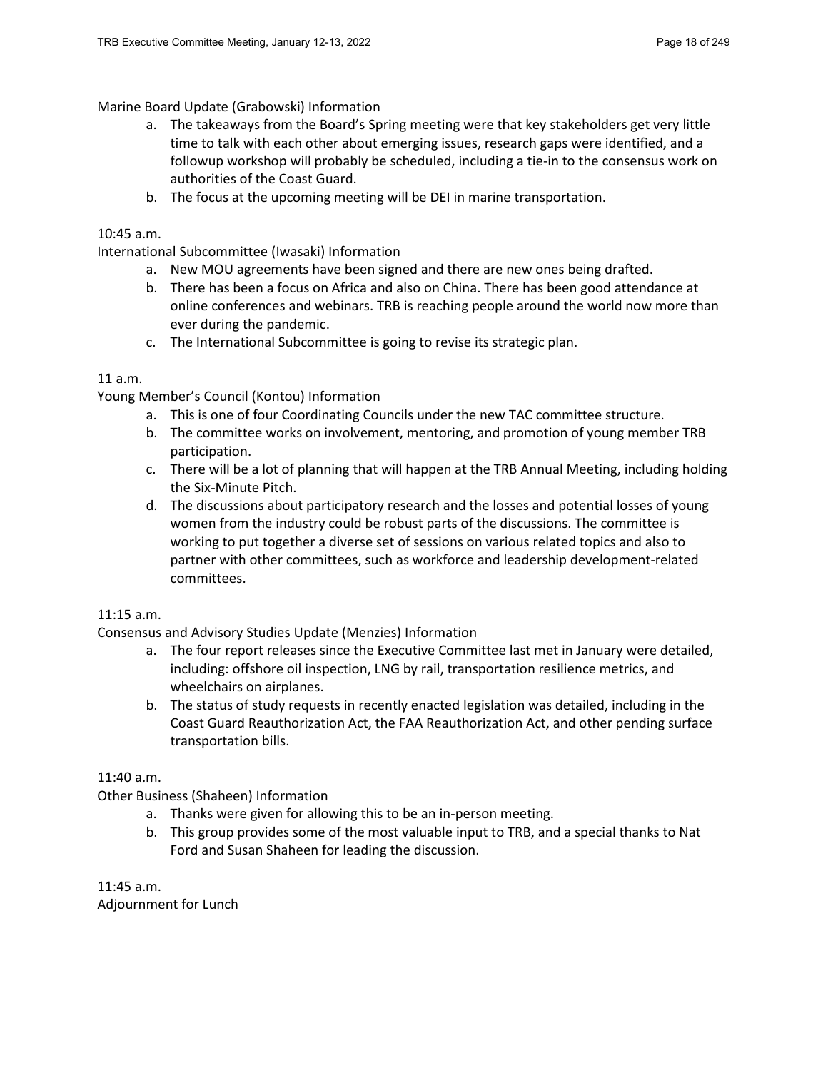Marine Board Update (Grabowski) Information

a. The takeaways from the Board's Spring meeting were that key stakeholders get very little time to talk with each other about emerging issues, research gaps were identified, and a followup workshop will probably be scheduled, including a tie-in to the consensus work on authorities of the Coast Guard.
b. The focus at the upcoming meeting will be DEI in marine transportation.

10:45 a.m.
International Subcommittee (Iwasaki) Information

a. New MOU agreements have been signed and there are new ones being drafted.
b. There has been a focus on Africa and also on China. There has been good attendance at online conferences and webinars. TRB is reaching people around the world now more than ever during the pandemic.
c. The International Subcommittee is going to revise its strategic plan.

11 a.m.
Young Member's Council (Kontou) Information

a. This is one of four Coordinating Councils under the new TAC committee structure.
b. The committee works on involvement, mentoring, and promotion of young member TRB participation.
c. There will be a lot of planning that will happen at the TRB Annual Meeting, including holding the Six-Minute Pitch.
d. The discussions about participatory research and the losses and potential losses of young women from the industry could be robust parts of the discussions. The committee is working to put together a diverse set of sessions on various related topics and also to partner with other committees, such as workforce and leadership development-related committees.

11:15 a.m.
Consensus and Advisory Studies Update (Menzies) Information

a. The four report releases since the Executive Committee last met in January were detailed, including: offshore oil inspection, LNG by rail, transportation resilience metrics, and wheelchairs on airplanes.
b. The status of study requests in recently enacted legislation was detailed, including in the Coast Guard Reauthorization Act, the FAA Reauthorization Act, and other pending surface transportation bills.

11:40 a.m.
Other Business (Shaheen) Information

a. Thanks were given for allowing this to be an in-person meeting.
b. This group provides some of the most valuable input to TRB, and a special thanks to Nat Ford and Susan Shaheen for leading the discussion.

11:45 a.m.
Adjournment for Lunch